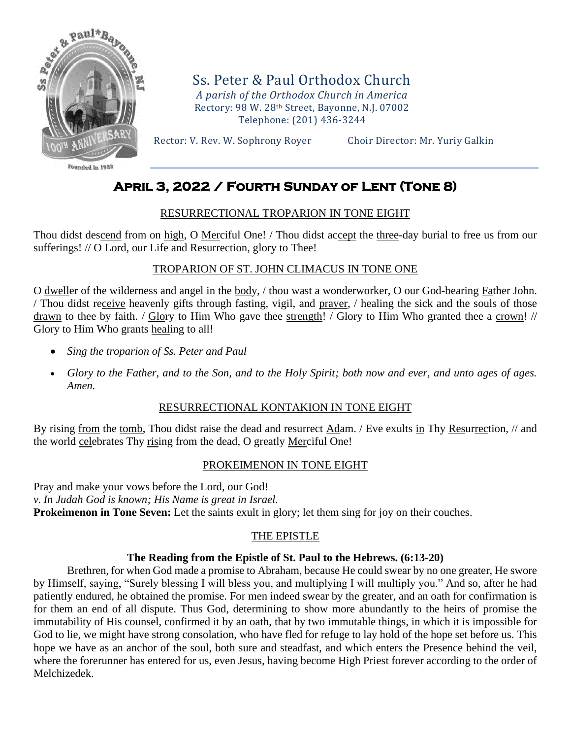# Ss. Peter & Paul Orthodox Church

*A parish of the Orthodox Church in America*
Rectory: 98 W. 28th Street, Bayonne, N.J. 07002
Telephone: (201) 436-3244

Rector: V. Rev. W. Sophrony Royer　　　Choir Director: Mr. Yuriy Galkin

## April 3, 2022 / Fourth Sunday of Lent (Tone 8)

### RESURRECTIONAL TROPARION IN TONE EIGHT

Thou didst descend from on high, O Merciful One! / Thou didst accept the three-day burial to free us from our sufferings! // O Lord, our Life and Resurrection, glory to Thee!

### TROPARION OF ST. JOHN CLIMACUS IN TONE ONE

O dweller of the wilderness and angel in the body, / thou wast a wonderworker, O our God-bearing Father John. / Thou didst receive heavenly gifts through fasting, vigil, and prayer, / healing the sick and the souls of those drawn to thee by faith. / Glory to Him Who gave thee strength! / Glory to Him Who granted thee a crown! // Glory to Him Who grants healing to all!

- *Sing the troparion of Ss. Peter and Paul*
- *Glory to the Father, and to the Son, and to the Holy Spirit; both now and ever, and unto ages of ages. Amen.*

### RESURRECTIONAL KONTAKION IN TONE EIGHT

By rising from the tomb, Thou didst raise the dead and resurrect Adam. / Eve exults in Thy Resurrection, // and the world celebrates Thy rising from the dead, O greatly Merciful One!

### PROKEIMENON IN TONE EIGHT

Pray and make your vows before the Lord, our God!
*v. In Judah God is known; His Name is great in Israel.*
**Prokeimenon in Tone Seven:** Let the saints exult in glory; let them sing for joy on their couches.

### THE EPISTLE

**The Reading from the Epistle of St. Paul to the Hebrews. (6:13-20)**

Brethren, for when God made a promise to Abraham, because He could swear by no one greater, He swore by Himself, saying, "Surely blessing I will bless you, and multiplying I will multiply you." And so, after he had patiently endured, he obtained the promise. For men indeed swear by the greater, and an oath for confirmation is for them an end of all dispute. Thus God, determining to show more abundantly to the heirs of promise the immutability of His counsel, confirmed it by an oath, that by two immutable things, in which it is impossible for God to lie, we might have strong consolation, who have fled for refuge to lay hold of the hope set before us. This hope we have as an anchor of the soul, both sure and steadfast, and which enters the Presence behind the veil, where the forerunner has entered for us, even Jesus, having become High Priest forever according to the order of Melchizedek.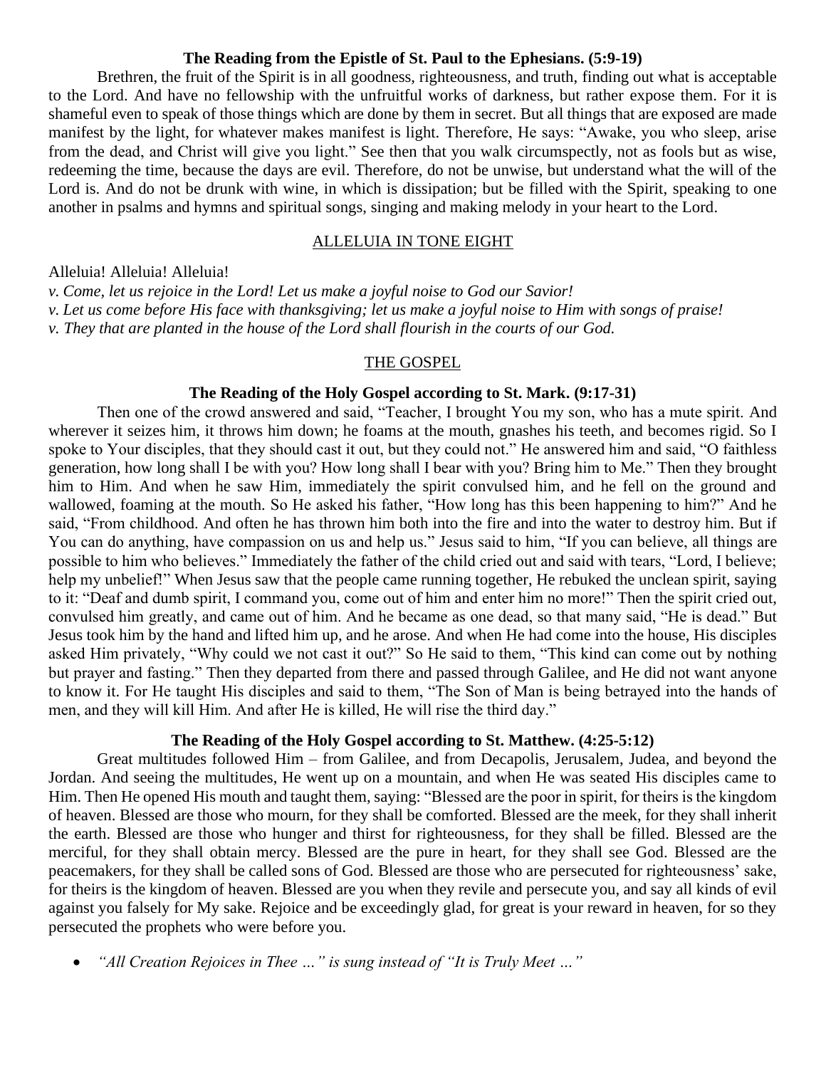**The Reading from the Epistle of St. Paul to the Ephesians. (5:9-19)**

Brethren, the fruit of the Spirit is in all goodness, righteousness, and truth, finding out what is acceptable to the Lord. And have no fellowship with the unfruitful works of darkness, but rather expose them. For it is shameful even to speak of those things which are done by them in secret. But all things that are exposed are made manifest by the light, for whatever makes manifest is light. Therefore, He says: "Awake, you who sleep, arise from the dead, and Christ will give you light." See then that you walk circumspectly, not as fools but as wise, redeeming the time, because the days are evil. Therefore, do not be unwise, but understand what the will of the Lord is. And do not be drunk with wine, in which is dissipation; but be filled with the Spirit, speaking to one another in psalms and hymns and spiritual songs, singing and making melody in your heart to the Lord.

## ALLELUIA IN TONE EIGHT

Alleluia! Alleluia! Alleluia!

*v. Come, let us rejoice in the Lord! Let us make a joyful noise to God our Savior!*

*v. Let us come before His face with thanksgiving; let us make a joyful noise to Him with songs of praise!*

*v. They that are planted in the house of the Lord shall flourish in the courts of our God.*

## THE GOSPEL

**The Reading of the Holy Gospel according to St. Mark. (9:17-31)**

Then one of the crowd answered and said, "Teacher, I brought You my son, who has a mute spirit. And wherever it seizes him, it throws him down; he foams at the mouth, gnashes his teeth, and becomes rigid. So I spoke to Your disciples, that they should cast it out, but they could not." He answered him and said, "O faithless generation, how long shall I be with you? How long shall I bear with you? Bring him to Me." Then they brought him to Him. And when he saw Him, immediately the spirit convulsed him, and he fell on the ground and wallowed, foaming at the mouth. So He asked his father, "How long has this been happening to him?" And he said, "From childhood. And often he has thrown him both into the fire and into the water to destroy him. But if You can do anything, have compassion on us and help us." Jesus said to him, "If you can believe, all things are possible to him who believes." Immediately the father of the child cried out and said with tears, "Lord, I believe; help my unbelief!" When Jesus saw that the people came running together, He rebuked the unclean spirit, saying to it: "Deaf and dumb spirit, I command you, come out of him and enter him no more!" Then the spirit cried out, convulsed him greatly, and came out of him. And he became as one dead, so that many said, "He is dead." But Jesus took him by the hand and lifted him up, and he arose. And when He had come into the house, His disciples asked Him privately, "Why could we not cast it out?" So He said to them, "This kind can come out by nothing but prayer and fasting." Then they departed from there and passed through Galilee, and He did not want anyone to know it. For He taught His disciples and said to them, "The Son of Man is being betrayed into the hands of men, and they will kill Him. And after He is killed, He will rise the third day."

**The Reading of the Holy Gospel according to St. Matthew. (4:25-5:12)**

Great multitudes followed Him – from Galilee, and from Decapolis, Jerusalem, Judea, and beyond the Jordan. And seeing the multitudes, He went up on a mountain, and when He was seated His disciples came to Him. Then He opened His mouth and taught them, saying: "Blessed are the poor in spirit, for theirs is the kingdom of heaven. Blessed are those who mourn, for they shall be comforted. Blessed are the meek, for they shall inherit the earth. Blessed are those who hunger and thirst for righteousness, for they shall be filled. Blessed are the merciful, for they shall obtain mercy. Blessed are the pure in heart, for they shall see God. Blessed are the peacemakers, for they shall be called sons of God. Blessed are those who are persecuted for righteousness' sake, for theirs is the kingdom of heaven. Blessed are you when they revile and persecute you, and say all kinds of evil against you falsely for My sake. Rejoice and be exceedingly glad, for great is your reward in heaven, for so they persecuted the prophets who were before you.

- *"All Creation Rejoices in Thee …" is sung instead of "It is Truly Meet …"*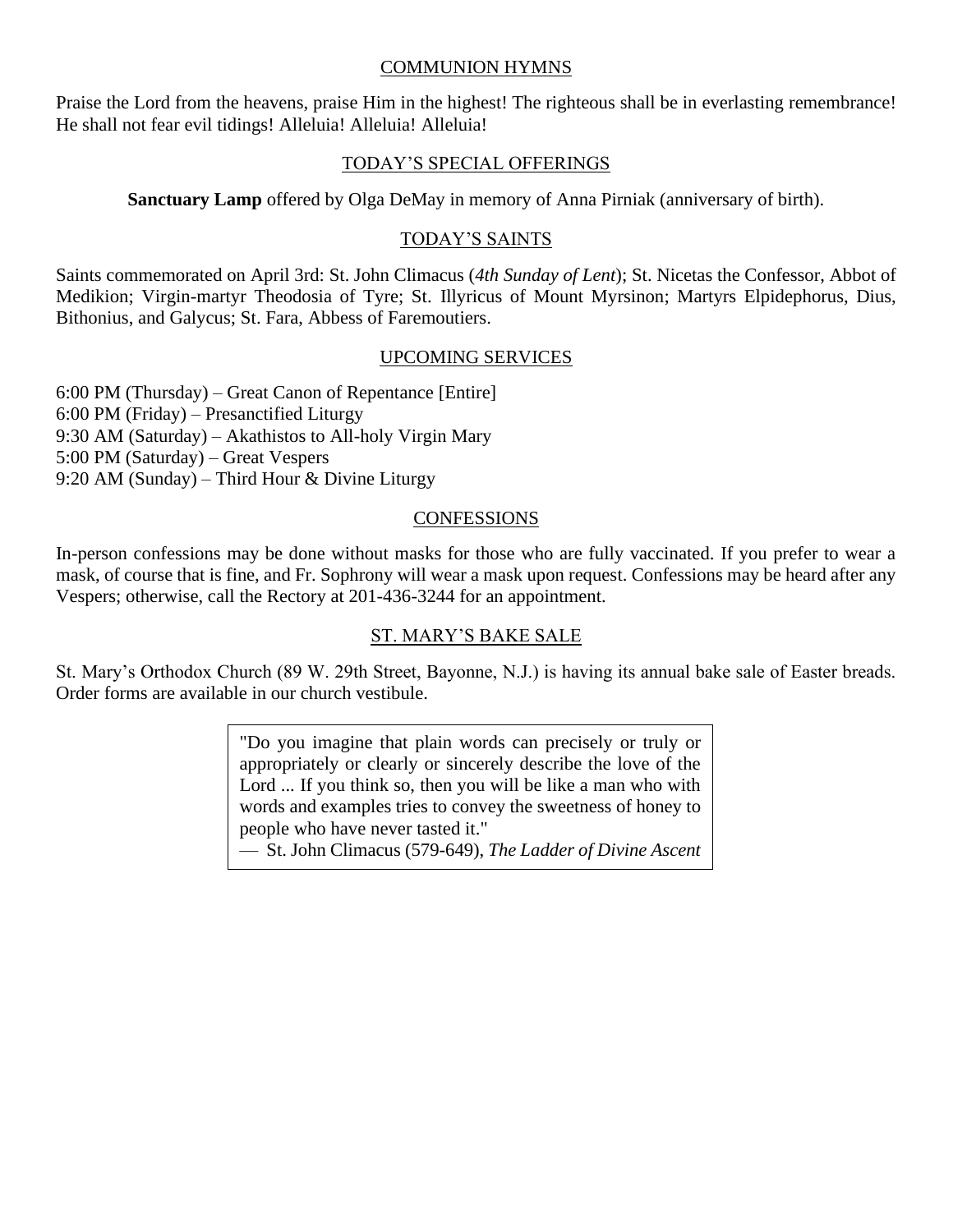## COMMUNION HYMNS

Praise the Lord from the heavens, praise Him in the highest! The righteous shall be in everlasting remembrance! He shall not fear evil tidings! Alleluia! Alleluia! Alleluia!

## TODAY'S SPECIAL OFFERINGS

**Sanctuary Lamp** offered by Olga DeMay in memory of Anna Pirniak (anniversary of birth).

## TODAY'S SAINTS

Saints commemorated on April 3rd: St. John Climacus (*4th Sunday of Lent*); St. Nicetas the Confessor, Abbot of Medikion; Virgin-martyr Theodosia of Tyre; St. Illyricus of Mount Myrsinon; Martyrs Elpidephorus, Dius, Bithonius, and Galycus; St. Fara, Abbess of Faremoutiers.

## UPCOMING SERVICES

6:00 PM (Thursday) – Great Canon of Repentance [Entire]
6:00 PM (Friday) – Presanctified Liturgy
9:30 AM (Saturday) – Akathistos to All-holy Virgin Mary
5:00 PM (Saturday) – Great Vespers
9:20 AM (Sunday) – Third Hour & Divine Liturgy

## CONFESSIONS

In-person confessions may be done without masks for those who are fully vaccinated. If you prefer to wear a mask, of course that is fine, and Fr. Sophrony will wear a mask upon request. Confessions may be heard after any Vespers; otherwise, call the Rectory at 201-436-3244 for an appointment.

## ST. MARY'S BAKE SALE

St. Mary's Orthodox Church (89 W. 29th Street, Bayonne, N.J.) is having its annual bake sale of Easter breads. Order forms are available in our church vestibule.

> "Do you imagine that plain words can precisely or truly or appropriately or clearly or sincerely describe the love of the Lord ... If you think so, then you will be like a man who with words and examples tries to convey the sweetness of honey to people who have never tasted it."
> — St. John Climacus (579-649), *The Ladder of Divine Ascent*